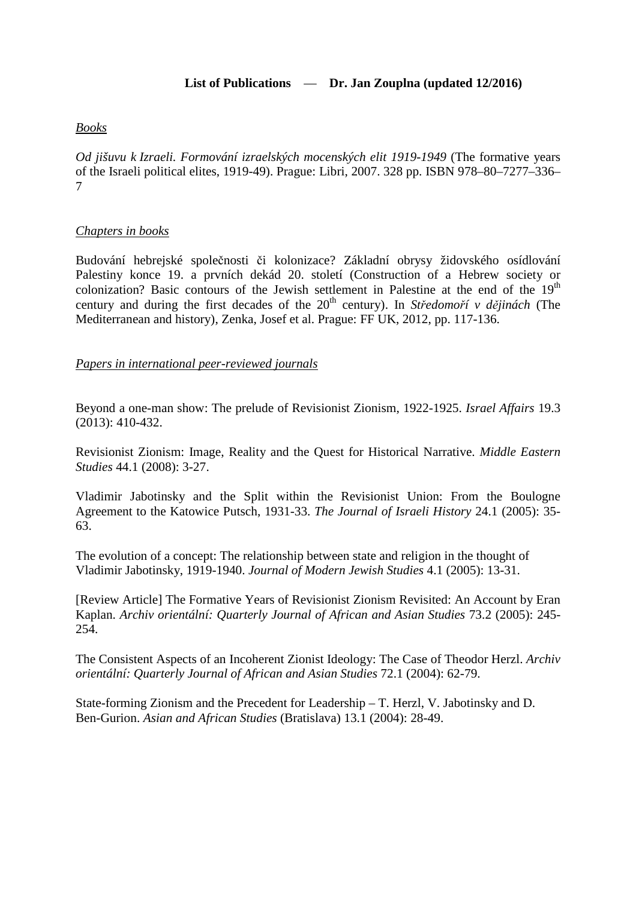**List of Publications — Dr. Jan Zouplna (updated 12/2016)**

## Books

*Od jišuvu k Izraeli. Formování izraelských mocenských elit 1919-1949* (The formative years of the Israeli political elites, 1919-49). Prague: Libri, 2007. 328 pp. ISBN 978–80–7277–336–7

## Chapters in books

Budování hebrejské společnosti či kolonizace? Základní obrysy židovského osídlování Palestiny konce 19. a prvních dekád 20. století (Construction of a Hebrew society or colonization? Basic contours of the Jewish settlement in Palestine at the end of the 19th century and during the first decades of the 20th century). In *Středomoří v dějinách* (The Mediterranean and history), Zenka, Josef et al. Prague: FF UK, 2012, pp. 117-136.

## Papers in international peer-reviewed journals

Beyond a one-man show: The prelude of Revisionist Zionism, 1922-1925. *Israel Affairs* 19.3 (2013): 410-432.

Revisionist Zionism: Image, Reality and the Quest for Historical Narrative. *Middle Eastern Studies* 44.1 (2008): 3-27.

Vladimir Jabotinsky and the Split within the Revisionist Union: From the Boulogne Agreement to the Katowice Putsch, 1931-33. *The Journal of Israeli History* 24.1 (2005): 35-63.

The evolution of a concept: The relationship between state and religion in the thought of Vladimir Jabotinsky, 1919-1940. *Journal of Modern Jewish Studies* 4.1 (2005): 13-31.

[Review Article] The Formative Years of Revisionist Zionism Revisited: An Account by Eran Kaplan. *Archiv orientální: Quarterly Journal of African and Asian Studies* 73.2 (2005): 245-254.

The Consistent Aspects of an Incoherent Zionist Ideology: The Case of Theodor Herzl. *Archiv orientální: Quarterly Journal of African and Asian Studies* 72.1 (2004): 62-79.

State-forming Zionism and the Precedent for Leadership – T. Herzl, V. Jabotinsky and D. Ben-Gurion. *Asian and African Studies* (Bratislava) 13.1 (2004): 28-49.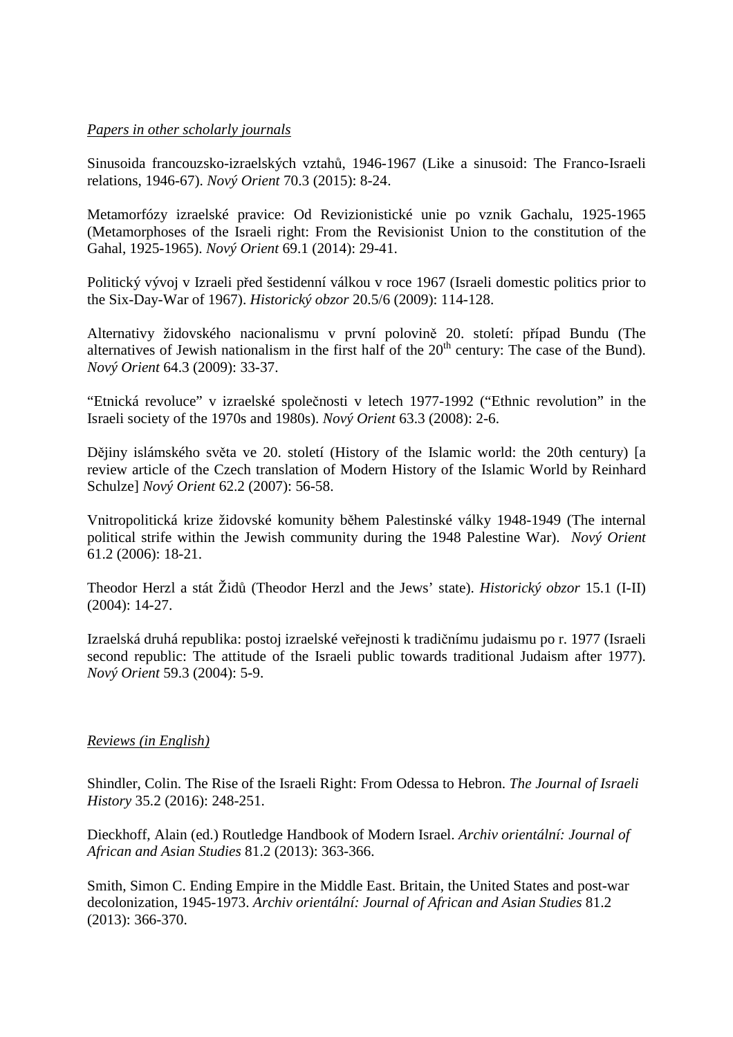*Papers in other scholarly journals*

Sinusoida francouzsko-izraelských vztahů, 1946-1967 (Like a sinusoid: The Franco-Israeli relations, 1946-67). *Nový Orient* 70.3 (2015): 8-24.

Metamorfózy izraelské pravice: Od Revizionistické unie po vznik Gachalu, 1925-1965 (Metamorphoses of the Israeli right: From the Revisionist Union to the constitution of the Gahal, 1925-1965). *Nový Orient* 69.1 (2014): 29-41.

Politický vývoj v Izraeli před šestidenní válkou v roce 1967 (Israeli domestic politics prior to the Six-Day-War of 1967). *Historický obzor* 20.5/6 (2009): 114-128.

Alternativy židovského nacionalismu v první polovině 20. století: případ Bundu (The alternatives of Jewish nationalism in the first half of the 20th century: The case of the Bund). *Nový Orient* 64.3 (2009): 33-37.

"Etnická revoluce" v izraelské společnosti v letech 1977-1992 ("Ethnic revolution" in the Israeli society of the 1970s and 1980s). *Nový Orient* 63.3 (2008): 2-6.

Dějiny islámského světa ve 20. století (History of the Islamic world: the 20th century) [a review article of the Czech translation of Modern History of the Islamic World by Reinhard Schulze] *Nový Orient* 62.2 (2007): 56-58.

Vnitropolitická krize židovské komunity během Palestinské války 1948-1949 (The internal political strife within the Jewish community during the 1948 Palestine War). *Nový Orient* 61.2 (2006): 18-21.

Theodor Herzl a stát Židů (Theodor Herzl and the Jews' state). *Historický obzor* 15.1 (I-II) (2004): 14-27.

Izraelská druhá republika: postoj izraelské veřejnosti k tradičnímu judaismu po r. 1977 (Israeli second republic: The attitude of the Israeli public towards traditional Judaism after 1977). *Nový Orient* 59.3 (2004): 5-9.

*Reviews (in English)*

Shindler, Colin. The Rise of the Israeli Right: From Odessa to Hebron. *The Journal of Israeli History* 35.2 (2016): 248-251.

Dieckhoff, Alain (ed.) Routledge Handbook of Modern Israel. *Archiv orientální: Journal of African and Asian Studies* 81.2 (2013): 363-366.

Smith, Simon C. Ending Empire in the Middle East. Britain, the United States and post-war decolonization, 1945-1973. *Archiv orientální: Journal of African and Asian Studies* 81.2 (2013): 366-370.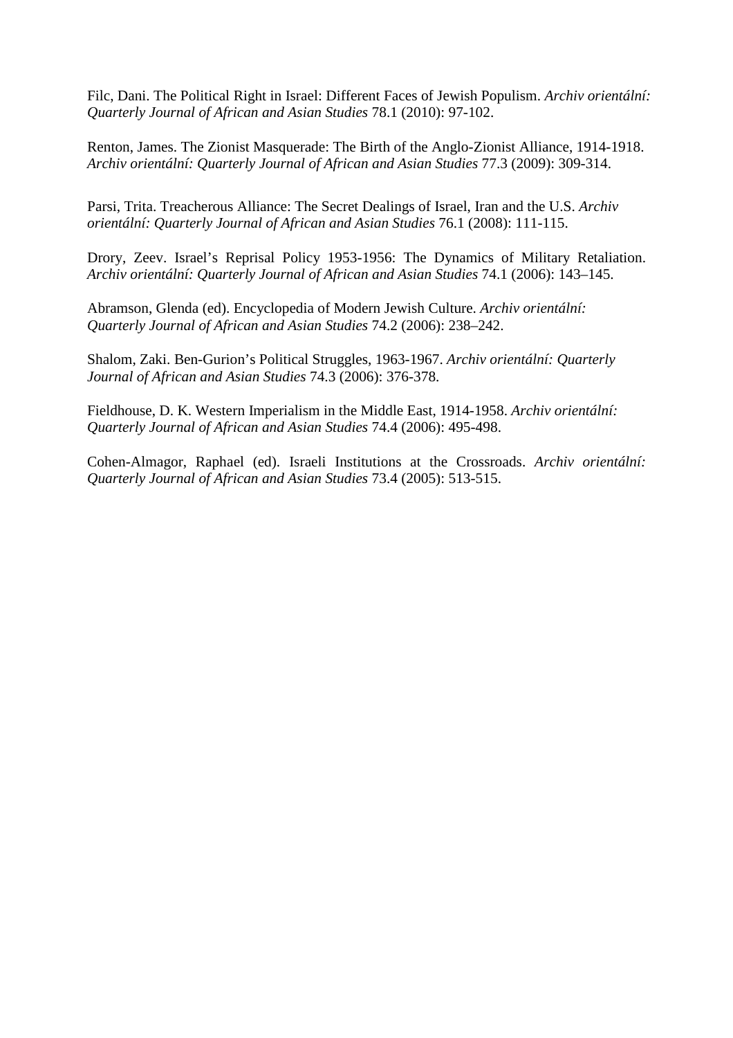Filc, Dani. The Political Right in Israel: Different Faces of Jewish Populism. *Archiv orientální: Quarterly Journal of African and Asian Studies* 78.1 (2010): 97-102.

Renton, James. The Zionist Masquerade: The Birth of the Anglo-Zionist Alliance, 1914-1918. *Archiv orientální: Quarterly Journal of African and Asian Studies* 77.3 (2009): 309-314.

Parsi, Trita. Treacherous Alliance: The Secret Dealings of Israel, Iran and the U.S. *Archiv orientální: Quarterly Journal of African and Asian Studies* 76.1 (2008): 111-115.

Drory, Zeev. Israel's Reprisal Policy 1953-1956: The Dynamics of Military Retaliation. *Archiv orientální: Quarterly Journal of African and Asian Studies* 74.1 (2006): 143–145.

Abramson, Glenda (ed). Encyclopedia of Modern Jewish Culture. *Archiv orientální: Quarterly Journal of African and Asian Studies* 74.2 (2006): 238–242.

Shalom, Zaki. Ben-Gurion's Political Struggles, 1963-1967. *Archiv orientální: Quarterly Journal of African and Asian Studies* 74.3 (2006): 376-378.

Fieldhouse, D. K. Western Imperialism in the Middle East, 1914-1958. *Archiv orientální: Quarterly Journal of African and Asian Studies* 74.4 (2006): 495-498.

Cohen-Almagor, Raphael (ed). Israeli Institutions at the Crossroads. *Archiv orientální: Quarterly Journal of African and Asian Studies* 73.4 (2005): 513-515.